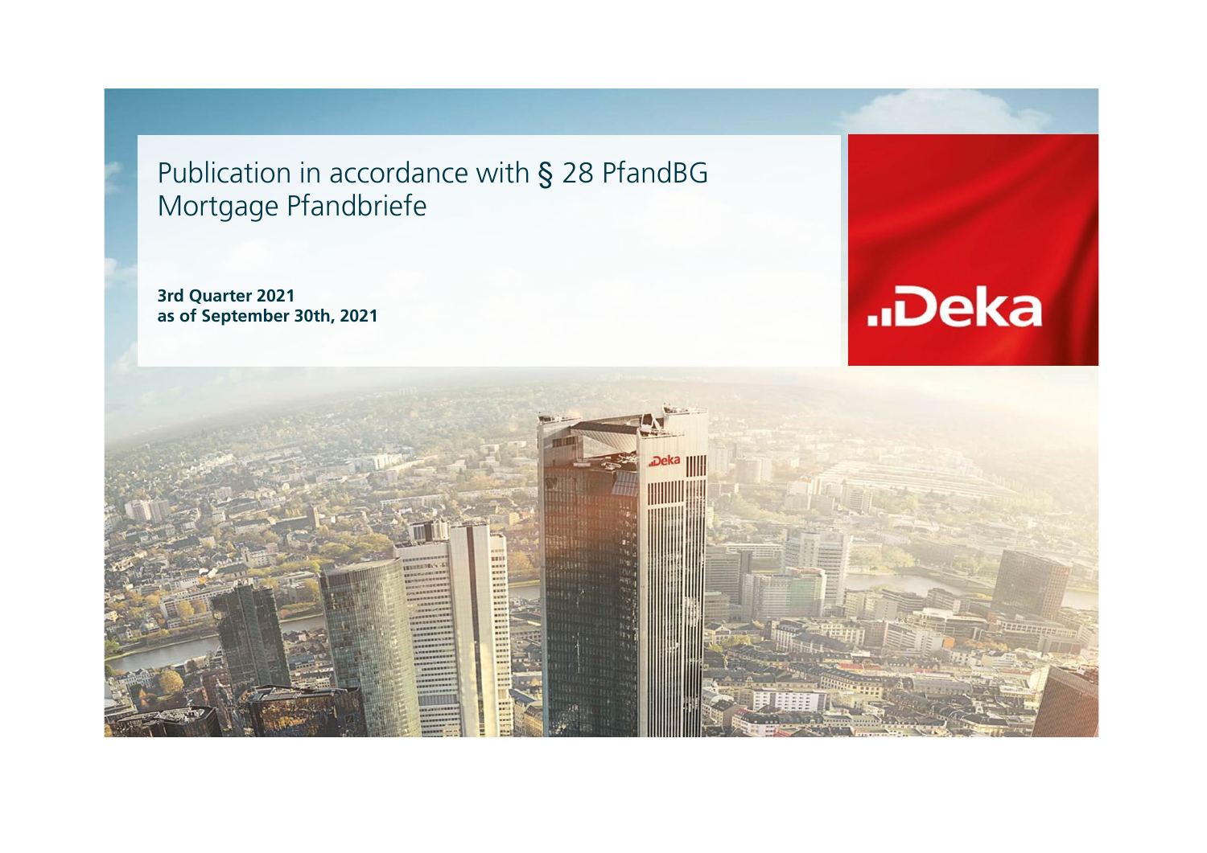# Publication in accordance with § 28 PfandBG Mortgage Pfandbriefe

**3rd Quarter 2021**
**as of September 30th, 2021**

..Deka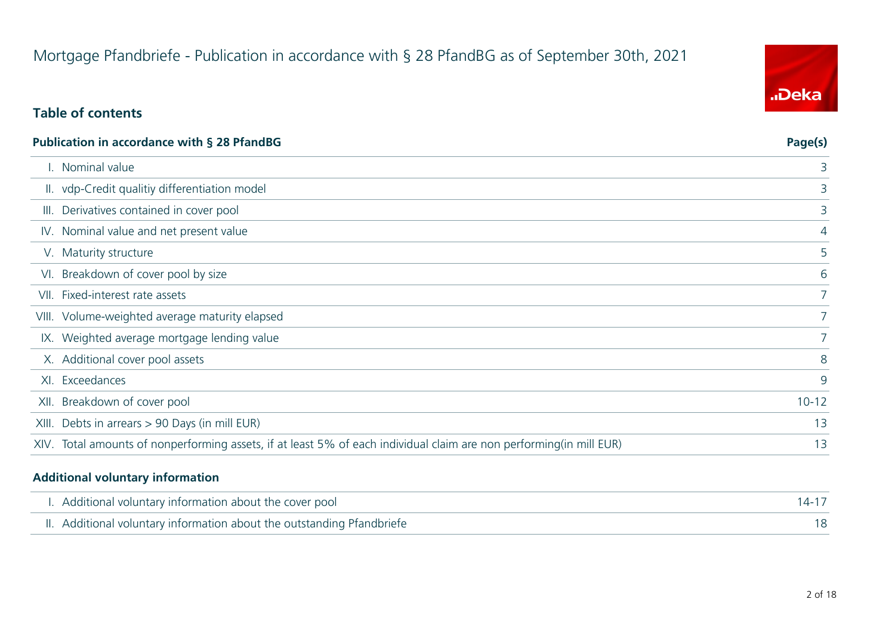# Mortgage Pfandbriefe - Publication in accordance with § 28 PfandBG as of September 30th, 2021

## Table of contents

| Publication in accordance with § 28 PfandBG | Page(s) |
|---|---|
| I. Nominal value | 3 |
| II. vdp-Credit qualitiy differentiation model | 3 |
| III. Derivatives contained in cover pool | 3 |
| IV. Nominal value and net present value | 4 |
| V. Maturity structure | 5 |
| VI. Breakdown of cover pool by size | 6 |
| VII. Fixed-interest rate assets | 7 |
| VIII. Volume-weighted average maturity elapsed | 7 |
| IX. Weighted average mortgage lending value | 7 |
| X. Additional cover pool assets | 8 |
| XI. Exceedances | 9 |
| XII. Breakdown of cover pool | 10-12 |
| XIII. Debts in arrears > 90 Days (in mill EUR) | 13 |
| XIV. Total amounts of nonperforming assets, if at least 5% of each individual claim are non performing(in mill EUR) | 13 |

| Additional voluntary information | |
|---|---|
| I. Additional voluntary information about the cover pool | 14-17 |
| II. Additional voluntary information about the outstanding Pfandbriefe | 18 |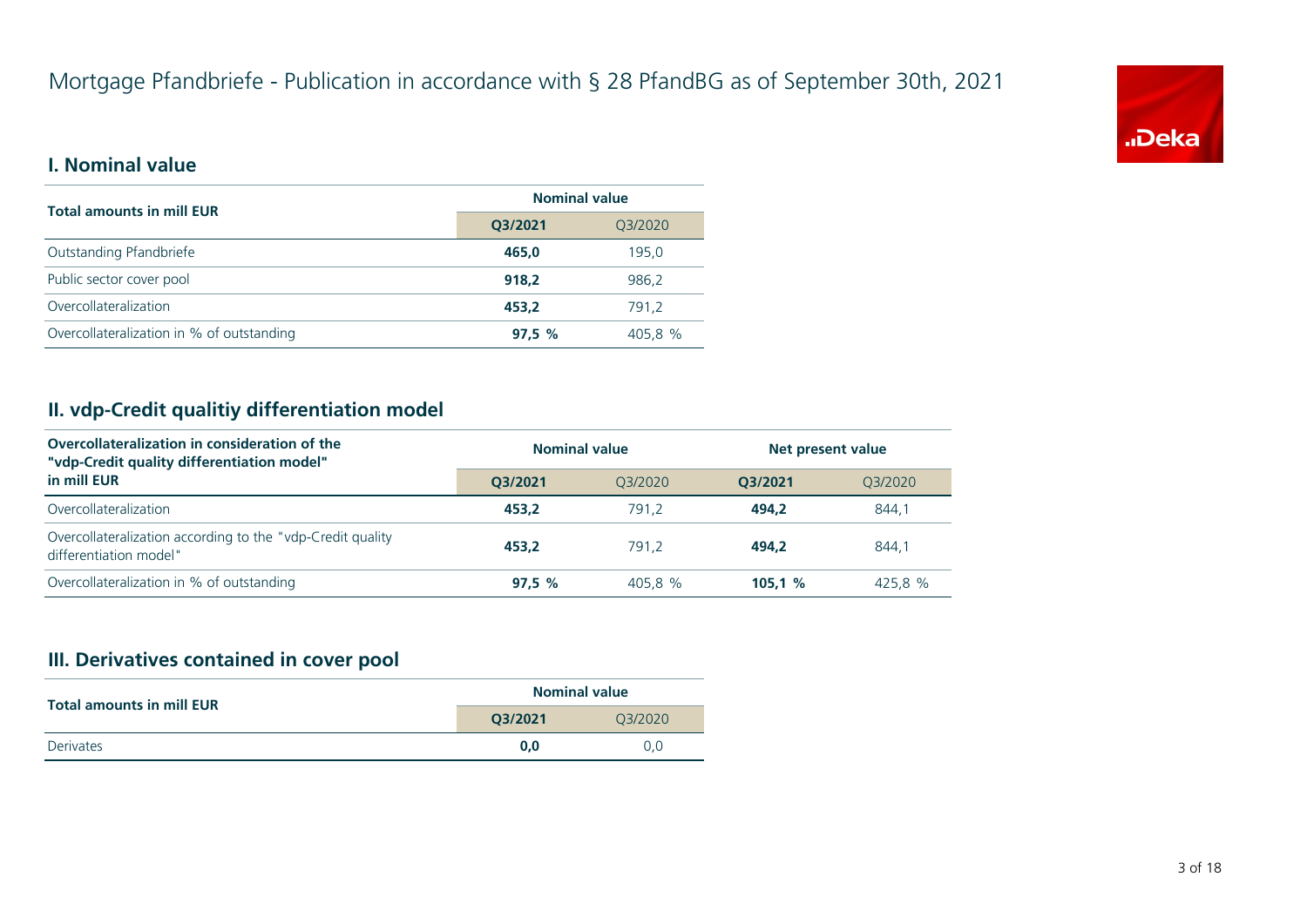# Mortgage Pfandbriefe - Publication in accordance with § 28 PfandBG as of September 30th, 2021

## I. Nominal value

| Total amounts in mill EUR | Nominal value | |
|---|---|---|
| | **Q3/2021** | Q3/2020 |
| Outstanding Pfandbriefe | **465,0** | 195,0 |
| Public sector cover pool | **918,2** | 986,2 |
| Overcollateralization | **453,2** | 791,2 |
| Overcollateralization in % of outstanding | **97,5 %** | 405,8 % |

## II. vdp-Credit qualitiy differentiation model

| Overcollateralization in consideration of the "vdp-Credit quality differentiation model" in mill EUR | Nominal value | | Net present value | |
|---|---|---|---|---|
| | **Q3/2021** | Q3/2020 | **Q3/2021** | Q3/2020 |
| Overcollateralization | **453,2** | 791,2 | **494,2** | 844,1 |
| Overcollateralization according to the "vdp-Credit quality differentiation model" | **453,2** | 791,2 | **494,2** | 844,1 |
| Overcollateralization in % of outstanding | **97,5 %** | 405,8 % | **105,1 %** | 425,8 % |

## III. Derivatives contained in cover pool

| Total amounts in mill EUR | Nominal value | |
|---|---|---|
| | **Q3/2021** | Q3/2020 |
| Derivates | **0,0** | 0,0 |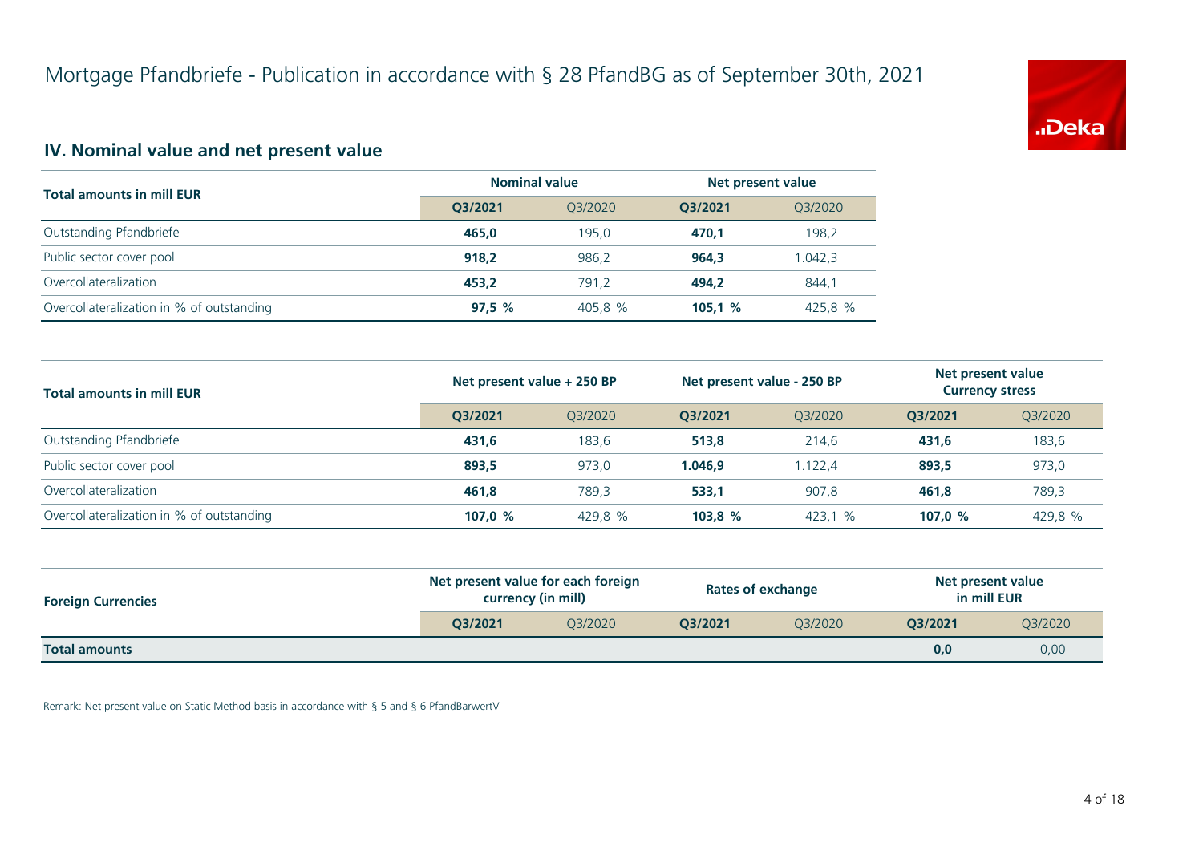# Mortgage Pfandbriefe - Publication in accordance with § 28 PfandBG as of September 30th, 2021

## IV. Nominal value and net present value

| Total amounts in mill EUR | Nominal value | | Net present value | |
|---|---|---|---|---|
| | **Q3/2021** | Q3/2020 | **Q3/2021** | Q3/2020 |
| Outstanding Pfandbriefe | **465,0** | 195,0 | **470,1** | 198,2 |
| Public sector cover pool | **918,2** | 986,2 | **964,3** | 1.042,3 |
| Overcollateralization | **453,2** | 791,2 | **494,2** | 844,1 |
| Overcollateralization in % of outstanding | **97,5 %** | 405,8 % | **105,1 %** | 425,8 % |

| Total amounts in mill EUR | Net present value + 250 BP | | Net present value - 250 BP | | Net present value Currency stress | |
|---|---|---|---|---|---|---|
| | **Q3/2021** | Q3/2020 | **Q3/2021** | Q3/2020 | **Q3/2021** | Q3/2020 |
| Outstanding Pfandbriefe | **431,6** | 183,6 | **513,8** | 214,6 | **431,6** | 183,6 |
| Public sector cover pool | **893,5** | 973,0 | **1.046,9** | 1.122,4 | **893,5** | 973,0 |
| Overcollateralization | **461,8** | 789,3 | **533,1** | 907,8 | **461,8** | 789,3 |
| Overcollateralization in % of outstanding | **107,0 %** | 429,8 % | **103,8 %** | 423,1 % | **107,0 %** | 429,8 % |

| Foreign Currencies | Net present value for each foreign currency (in mill) | | Rates of exchange | | Net present value in mill EUR | |
|---|---|---|---|---|---|---|
| | **Q3/2021** | Q3/2020 | **Q3/2021** | Q3/2020 | **Q3/2021** | Q3/2020 |
| **Total amounts** | | | | | **0,0** | 0,00 |

Remark: Net present value on Static Method basis in accordance with § 5 and § 6 PfandBarwertV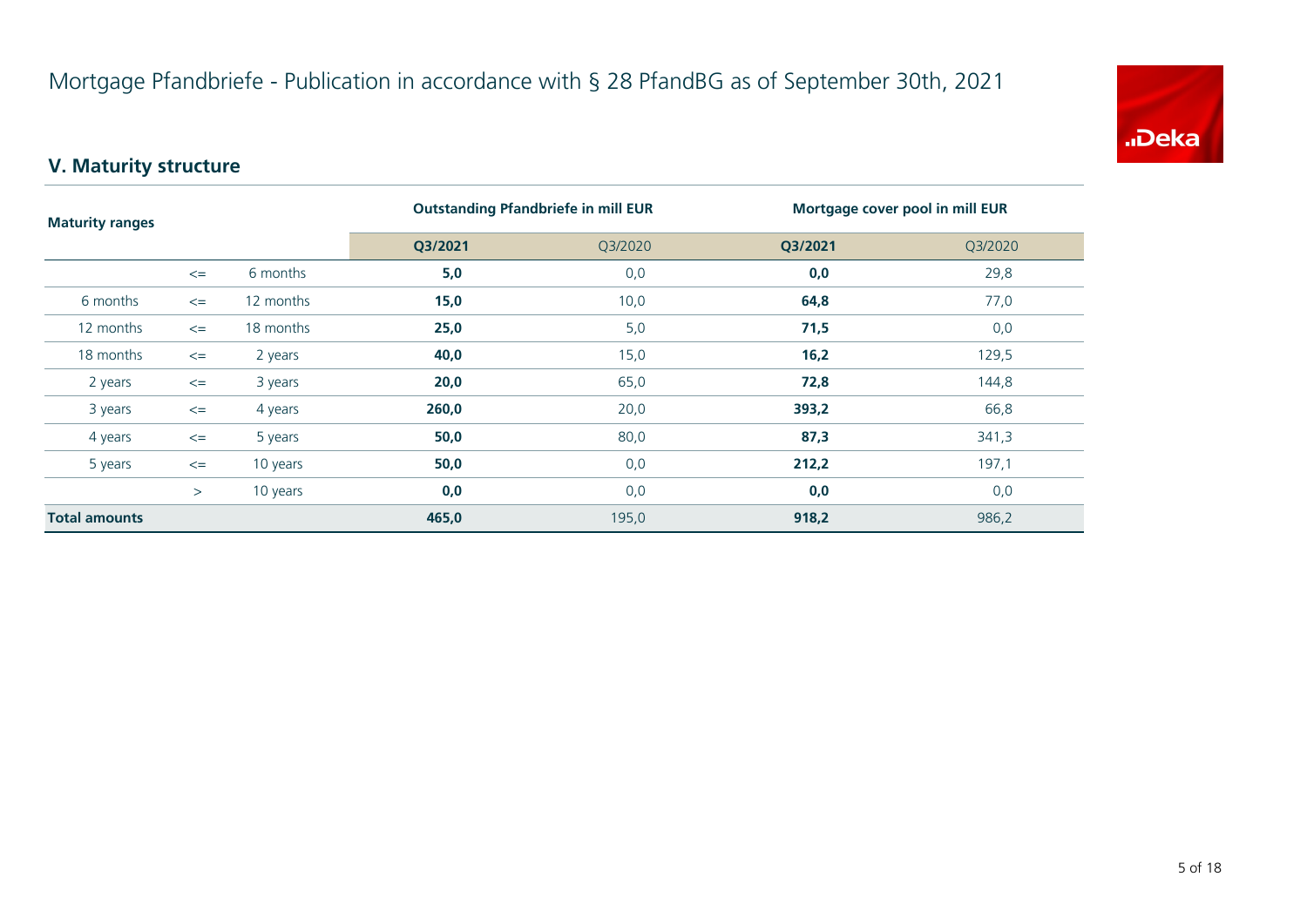# Mortgage Pfandbriefe - Publication in accordance with § 28 PfandBG as of September 30th, 2021

## V. Maturity structure

| Maturity ranges | | | Outstanding Pfandbriefe in mill EUR | | Mortgage cover pool in mill EUR | |
|---|---|---|---|---|---|---|
| | | | **Q3/2021** | Q3/2020 | **Q3/2021** | Q3/2020 |
| | <= | 6 months | **5,0** | 0,0 | **0,0** | 29,8 |
| 6 months | <= | 12 months | **15,0** | 10,0 | **64,8** | 77,0 |
| 12 months | <= | 18 months | **25,0** | 5,0 | **71,5** | 0,0 |
| 18 months | <= | 2 years | **40,0** | 15,0 | **16,2** | 129,5 |
| 2 years | <= | 3 years | **20,0** | 65,0 | **72,8** | 144,8 |
| 3 years | <= | 4 years | **260,0** | 20,0 | **393,2** | 66,8 |
| 4 years | <= | 5 years | **50,0** | 80,0 | **87,3** | 341,3 |
| 5 years | <= | 10 years | **50,0** | 0,0 | **212,2** | 197,1 |
| | > | 10 years | **0,0** | 0,0 | **0,0** | 0,0 |
| **Total amounts** | | | **465,0** | 195,0 | **918,2** | 986,2 |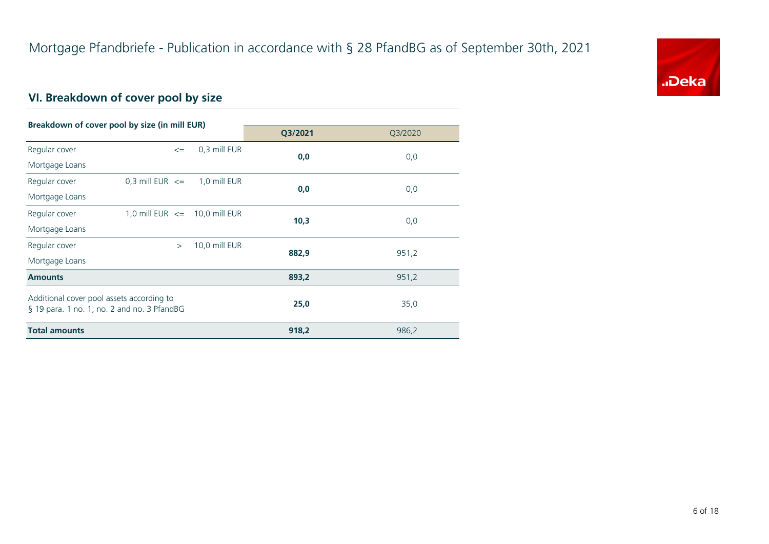# Mortgage Pfandbriefe - Publication in accordance with § 28 PfandBG as of September 30th, 2021

## VI. Breakdown of cover pool by size

| Breakdown of cover pool by size (in mill EUR) | | | | **Q3/2021** | Q3/2020 |
|---|---|---|---|---|---|
| Regular cover Mortgage Loans | | <= | 0,3 mill EUR | **0,0** | 0,0 |
| Regular cover Mortgage Loans | 0,3 mill EUR | <= | 1,0 mill EUR | **0,0** | 0,0 |
| Regular cover Mortgage Loans | 1,0 mill EUR | <= | 10,0 mill EUR | **10,3** | 0,0 |
| Regular cover Mortgage Loans | | > | 10,0 mill EUR | **882,9** | 951,2 |
| **Amounts** | | | | **893,2** | 951,2 |
| Additional cover pool assets according to § 19 para. 1 no. 1, no. 2 and no. 3 PfandBG | | | | **25,0** | 35,0 |
| **Total amounts** | | | | **918,2** | 986,2 |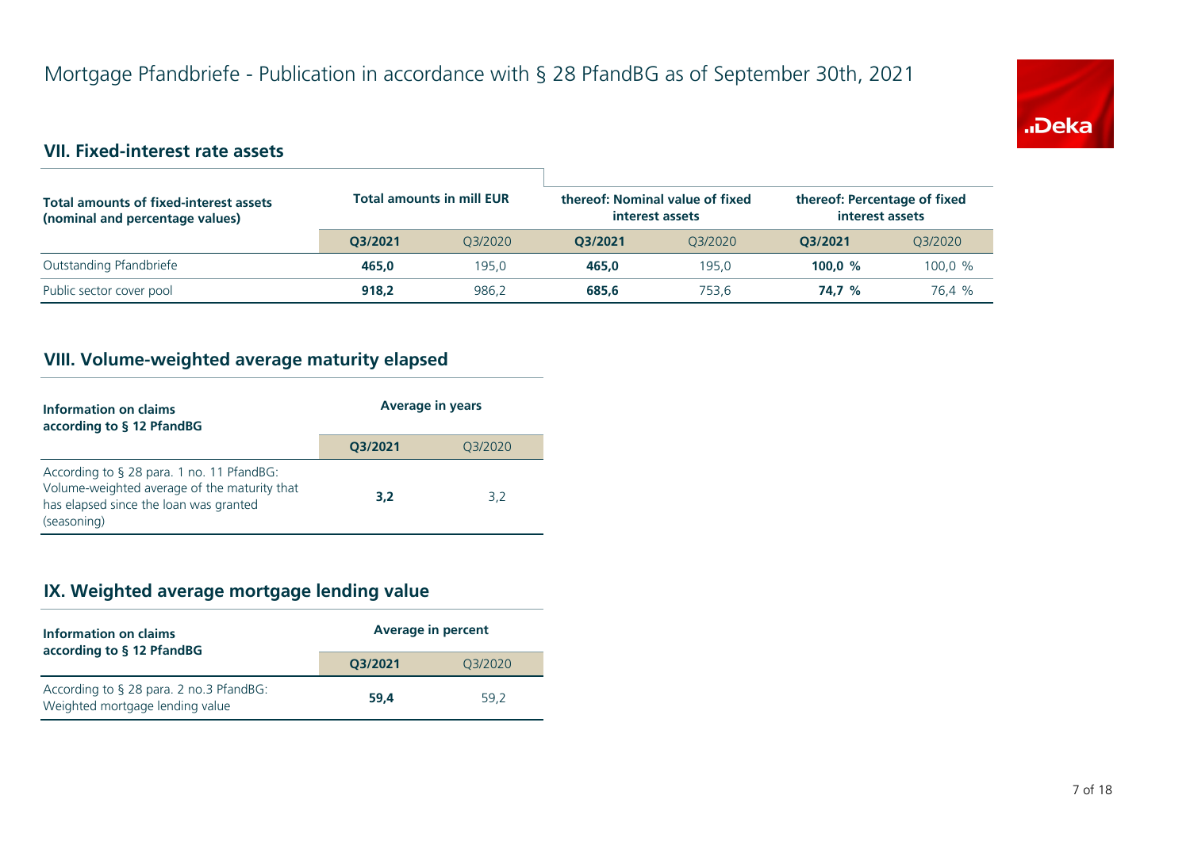# Mortgage Pfandbriefe - Publication in accordance with § 28 PfandBG as of September 30th, 2021

## VII. Fixed-interest rate assets

| Total amounts of fixed-interest assets (nominal and percentage values) | Total amounts in mill EUR | | thereof: Nominal value of fixed interest assets | | thereof: Percentage of fixed interest assets | |
|---|---|---|---|---|---|---|
| | **Q3/2021** | Q3/2020 | **Q3/2021** | Q3/2020 | **Q3/2021** | Q3/2020 |
| Outstanding Pfandbriefe | **465,0** | 195,0 | **465,0** | 195,0 | **100,0 %** | 100,0 % |
| Public sector cover pool | **918,2** | 986,2 | **685,6** | 753,6 | **74,7 %** | 76,4 % |

## VIII. Volume-weighted average maturity elapsed

| Information on claims according to § 12 PfandBG | Average in years | |
|---|---|---|
| | **Q3/2021** | Q3/2020 |
| According to § 28 para. 1 no. 11 PfandBG: Volume-weighted average of the maturity that has elapsed since the loan was granted (seasoning) | **3,2** | 3,2 |

## IX. Weighted average mortgage lending value

| Information on claims according to § 12 PfandBG | Average in percent | |
|---|---|---|
| | **Q3/2021** | Q3/2020 |
| According to § 28 para. 2 no.3 PfandBG: Weighted mortgage lending value | **59,4** | 59,2 |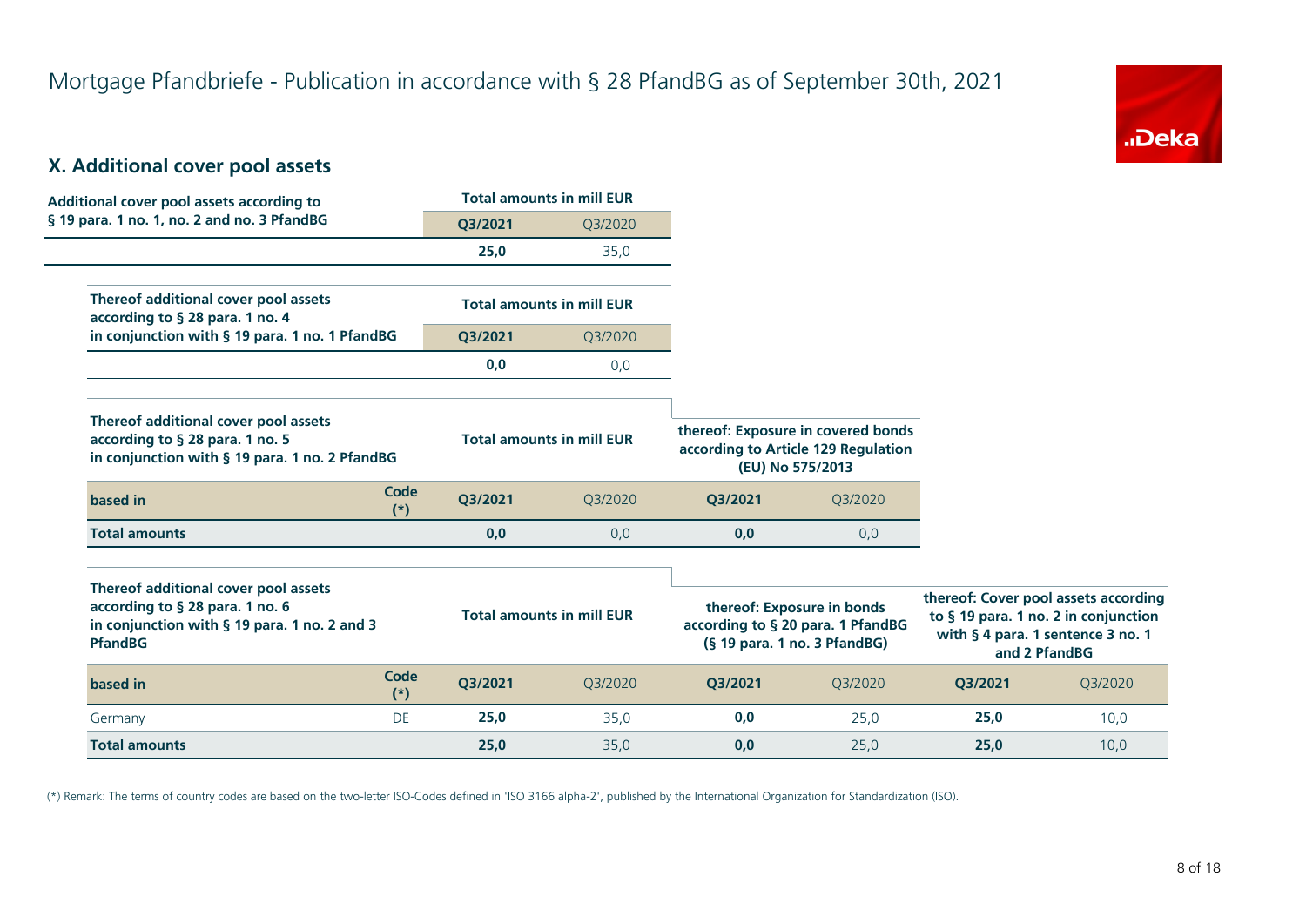Mortgage Pfandbriefe - Publication in accordance with § 28 PfandBG as of September 30th, 2021

## X. Additional cover pool assets

| Additional cover pool assets according to § 19 para. 1 no. 1, no. 2 and no. 3 PfandBG | Total amounts in mill EUR | |
|---|---|---|
| | **Q3/2021** | Q3/2020 |
| | **25,0** | 35,0 |

| Thereof additional cover pool assets according to § 28 para. 1 no. 4 in conjunction with § 19 para. 1 no. 1 PfandBG | Total amounts in mill EUR | |
|---|---|---|
| | **Q3/2021** | Q3/2020 |
| | **0,0** | 0,0 |

| Thereof additional cover pool assets according to § 28 para. 1 no. 5 in conjunction with § 19 para. 1 no. 2 PfandBG | | Total amounts in mill EUR | | thereof: Exposure in covered bonds according to Article 129 Regulation (EU) No 575/2013 | |
|---|---|---|---|---|---|
| **based in** | **Code (*)** | **Q3/2021** | Q3/2020 | **Q3/2021** | Q3/2020 |
| **Total amounts** | | **0,0** | 0,0 | **0,0** | 0,0 |

| Thereof additional cover pool assets according to § 28 para. 1 no. 6 in conjunction with § 19 para. 1 no. 2 and 3 PfandBG | | Total amounts in mill EUR | | thereof: Exposure in bonds according to § 20 para. 1 PfandBG (§ 19 para. 1 no. 3 PfandBG) | | thereof: Cover pool assets according to § 19 para. 1 no. 2 in conjunction with § 4 para. 1 sentence 3 no. 1 and 2 PfandBG | |
|---|---|---|---|---|---|---|---|
| **based in** | **Code (*)** | **Q3/2021** | Q3/2020 | **Q3/2021** | Q3/2020 | **Q3/2021** | Q3/2020 |
| Germany | DE | **25,0** | 35,0 | **0,0** | 25,0 | **25,0** | 10,0 |
| **Total amounts** | | **25,0** | 35,0 | **0,0** | 25,0 | **25,0** | 10,0 |

(*) Remark: The terms of country codes are based on the two-letter ISO-Codes defined in 'ISO 3166 alpha-2', published by the International Organization for Standardization (ISO).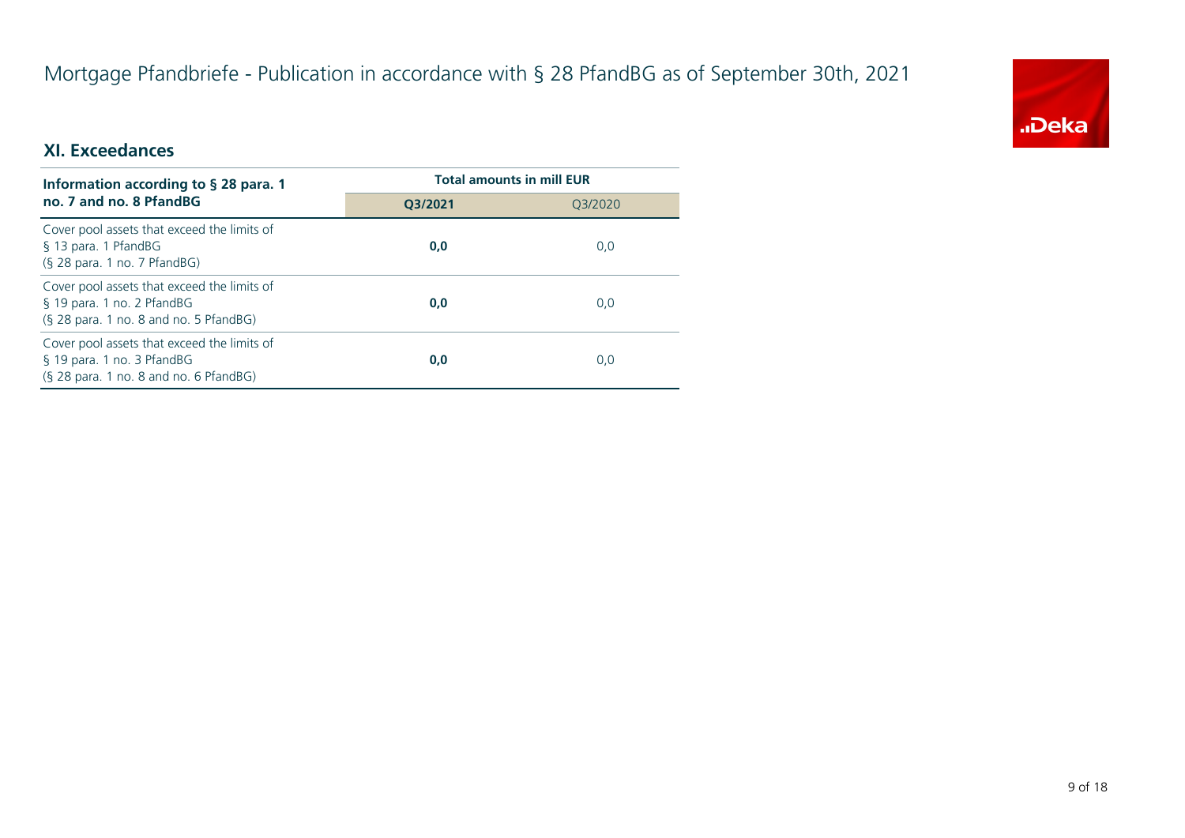# Mortgage Pfandbriefe - Publication in accordance with § 28 PfandBG as of September 30th, 2021

## XI. Exceedances

| Information according to § 28 para. 1 no. 7 and no. 8 PfandBG | Total amounts in mill EUR | |
|---|---|---|
| | **Q3/2021** | Q3/2020 |
| Cover pool assets that exceed the limits of § 13 para. 1 PfandBG (§ 28 para. 1 no. 7 PfandBG) | **0,0** | 0,0 |
| Cover pool assets that exceed the limits of § 19 para. 1 no. 2 PfandBG (§ 28 para. 1 no. 8 and no. 5 PfandBG) | **0,0** | 0,0 |
| Cover pool assets that exceed the limits of § 19 para. 1 no. 3 PfandBG (§ 28 para. 1 no. 8 and no. 6 PfandBG) | **0,0** | 0,0 |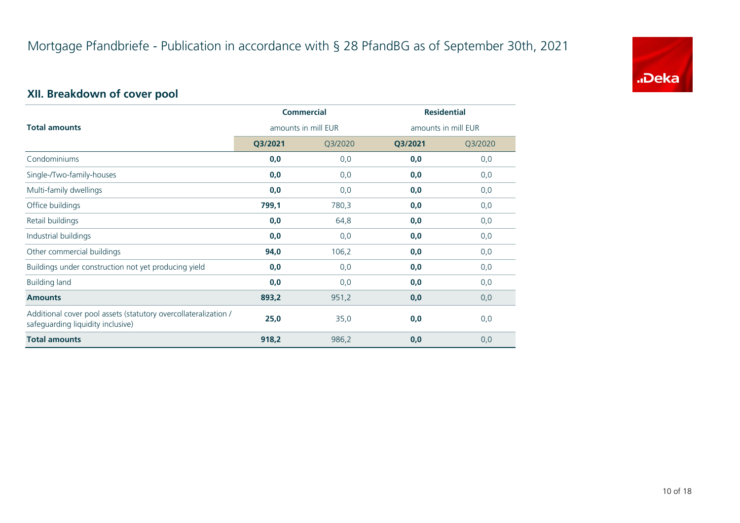# Mortgage Pfandbriefe - Publication in accordance with § 28 PfandBG as of September 30th, 2021

## XII. Breakdown of cover pool

| Total amounts | Commercial amounts in mill EUR | | Residential amounts in mill EUR | |
|---|---|---|---|---|
| | **Q3/2021** | Q3/2020 | **Q3/2021** | Q3/2020 |
| Condominiums | **0,0** | 0,0 | **0,0** | 0,0 |
| Single-/Two-family-houses | **0,0** | 0,0 | **0,0** | 0,0 |
| Multi-family dwellings | **0,0** | 0,0 | **0,0** | 0,0 |
| Office buildings | **799,1** | 780,3 | **0,0** | 0,0 |
| Retail buildings | **0,0** | 64,8 | **0,0** | 0,0 |
| Industrial buildings | **0,0** | 0,0 | **0,0** | 0,0 |
| Other commercial buildings | **94,0** | 106,2 | **0,0** | 0,0 |
| Buildings under construction not yet producing yield | **0,0** | 0,0 | **0,0** | 0,0 |
| Building land | **0,0** | 0,0 | **0,0** | 0,0 |
| **Amounts** | **893,2** | 951,2 | **0,0** | 0,0 |
| Additional cover pool assets (statutory overcollateralization / safeguarding liquidity inclusive) | **25,0** | 35,0 | **0,0** | 0,0 |
| **Total amounts** | **918,2** | 986,2 | **0,0** | 0,0 |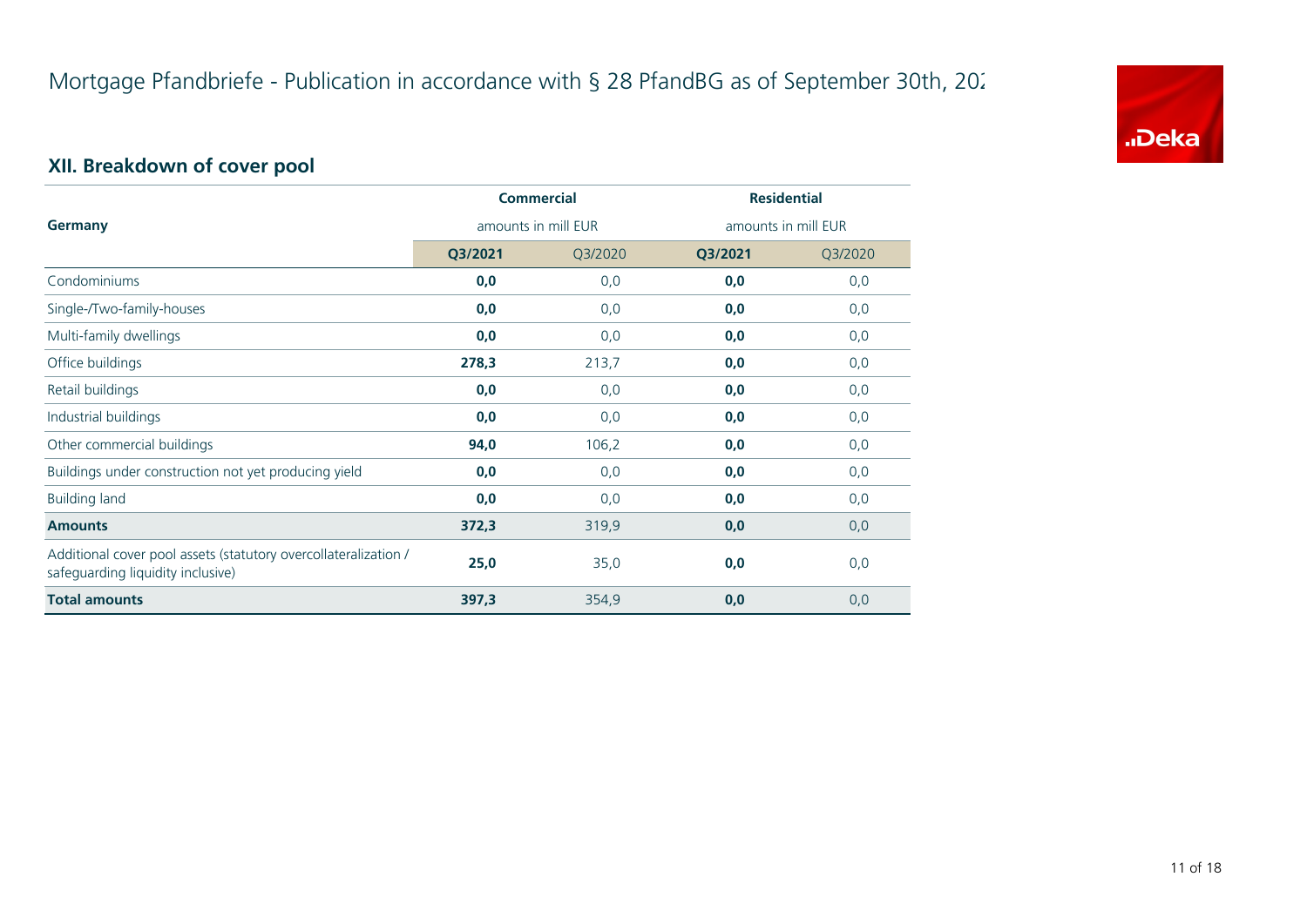# Mortgage Pfandbriefe - Publication in accordance with § 28 PfandBG as of September 30th, 202

## XII. Breakdown of cover pool

| Germany | Commercial amounts in mill EUR | | Residential amounts in mill EUR | |
|---|---|---|---|---|
| | **Q3/2021** | Q3/2020 | **Q3/2021** | Q3/2020 |
| Condominiums | **0,0** | 0,0 | **0,0** | 0,0 |
| Single-/Two-family-houses | **0,0** | 0,0 | **0,0** | 0,0 |
| Multi-family dwellings | **0,0** | 0,0 | **0,0** | 0,0 |
| Office buildings | **278,3** | 213,7 | **0,0** | 0,0 |
| Retail buildings | **0,0** | 0,0 | **0,0** | 0,0 |
| Industrial buildings | **0,0** | 0,0 | **0,0** | 0,0 |
| Other commercial buildings | **94,0** | 106,2 | **0,0** | 0,0 |
| Buildings under construction not yet producing yield | **0,0** | 0,0 | **0,0** | 0,0 |
| Building land | **0,0** | 0,0 | **0,0** | 0,0 |
| **Amounts** | **372,3** | 319,9 | **0,0** | 0,0 |
| Additional cover pool assets (statutory overcollateralization / safeguarding liquidity inclusive) | **25,0** | 35,0 | **0,0** | 0,0 |
| **Total amounts** | **397,3** | 354,9 | **0,0** | 0,0 |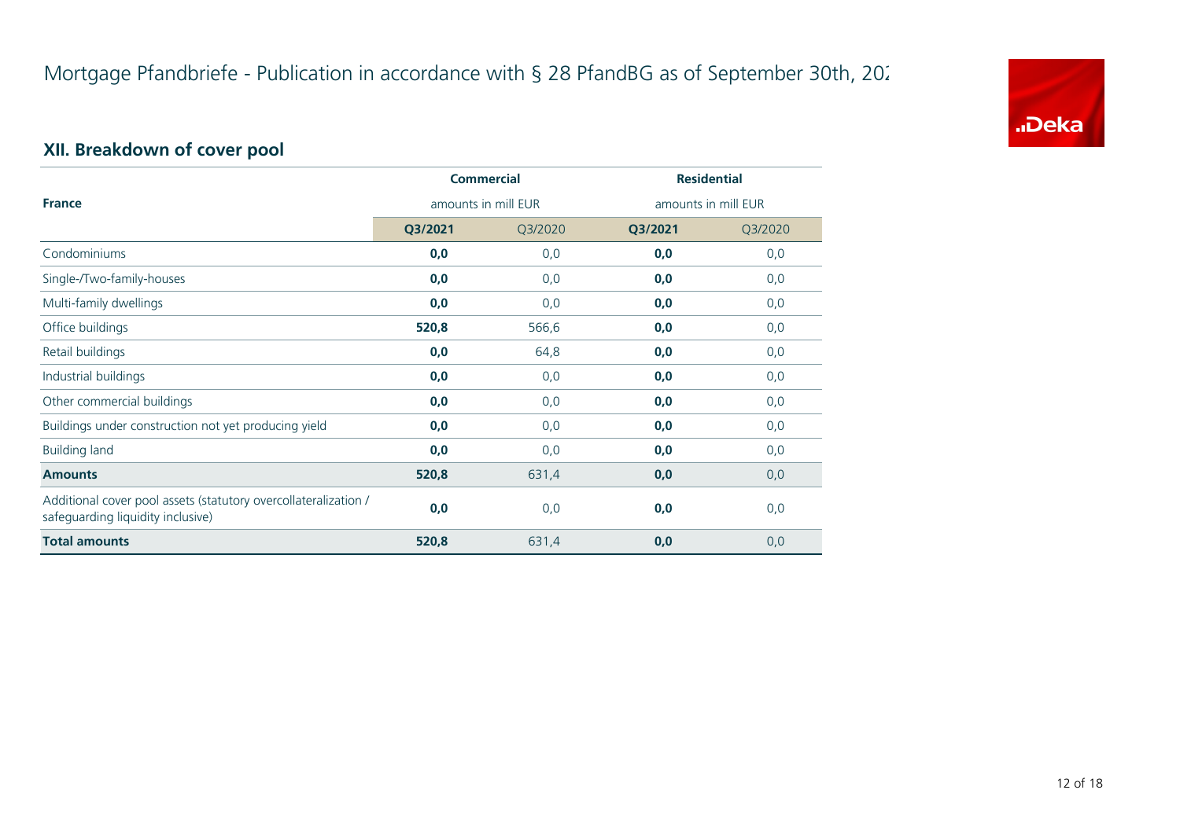# Mortgage Pfandbriefe - Publication in accordance with § 28 PfandBG as of September 30th, 2021

## XII. Breakdown of cover pool

| France | Commercial amounts in mill EUR | | Residential amounts in mill EUR | |
|---|---|---|---|---|
| | **Q3/2021** | Q3/2020 | **Q3/2021** | Q3/2020 |
| Condominiums | **0,0** | 0,0 | **0,0** | 0,0 |
| Single-/Two-family-houses | **0,0** | 0,0 | **0,0** | 0,0 |
| Multi-family dwellings | **0,0** | 0,0 | **0,0** | 0,0 |
| Office buildings | **520,8** | 566,6 | **0,0** | 0,0 |
| Retail buildings | **0,0** | 64,8 | **0,0** | 0,0 |
| Industrial buildings | **0,0** | 0,0 | **0,0** | 0,0 |
| Other commercial buildings | **0,0** | 0,0 | **0,0** | 0,0 |
| Buildings under construction not yet producing yield | **0,0** | 0,0 | **0,0** | 0,0 |
| Building land | **0,0** | 0,0 | **0,0** | 0,0 |
| **Amounts** | **520,8** | 631,4 | **0,0** | 0,0 |
| Additional cover pool assets (statutory overcollateralization / safeguarding liquidity inclusive) | **0,0** | 0,0 | **0,0** | 0,0 |
| **Total amounts** | **520,8** | 631,4 | **0,0** | 0,0 |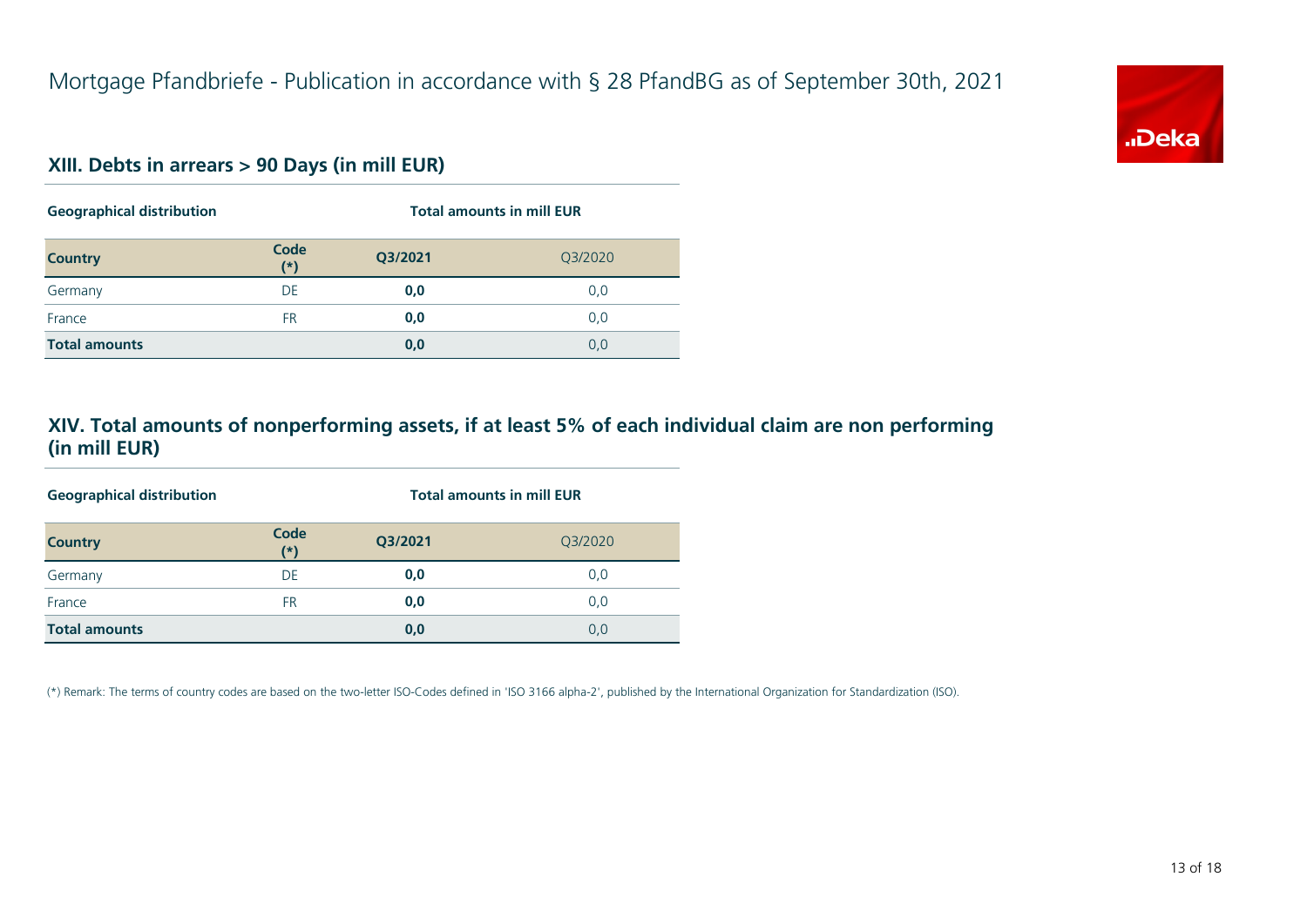# Mortgage Pfandbriefe - Publication in accordance with § 28 PfandBG as of September 30th, 2021

## XIII. Debts in arrears > 90 Days (in mill EUR)

| Geographical distribution | | Total amounts in mill EUR | |
|---|---|---|---|
| **Country** | **Code (*)** | **Q3/2021** | Q3/2020 |
| Germany | DE | **0,0** | 0,0 |
| France | FR | **0,0** | 0,0 |
| **Total amounts** | | **0,0** | 0,0 |

## XIV. Total amounts of nonperforming assets, if at least 5% of each individual claim are non performing (in mill EUR)

| Geographical distribution | | Total amounts in mill EUR | |
|---|---|---|---|
| **Country** | **Code (*)** | **Q3/2021** | Q3/2020 |
| Germany | DE | **0,0** | 0,0 |
| France | FR | **0,0** | 0,0 |
| **Total amounts** | | **0,0** | 0,0 |

(*) Remark: The terms of country codes are based on the two-letter ISO-Codes defined in 'ISO 3166 alpha-2', published by the International Organization for Standardization (ISO).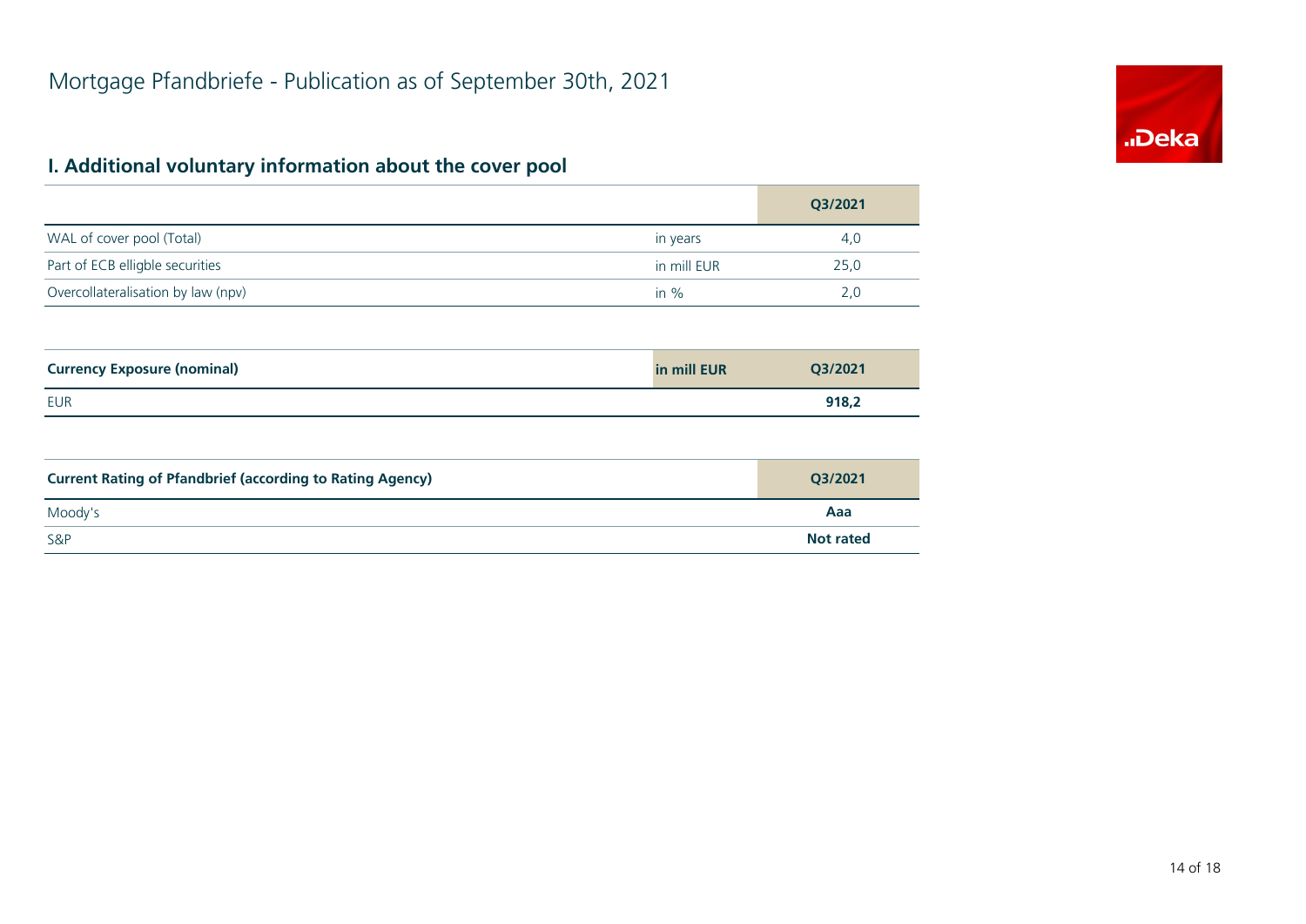# Mortgage Pfandbriefe - Publication as of September 30th, 2021

## I. Additional voluntary information about the cover pool

| | | Q3/2021 |
|---|---|---|
| WAL of cover pool (Total) | in years | 4,0 |
| Part of ECB elligble securities | in mill EUR | 25,0 |
| Overcollateralisation by law (npv) | in % | 2,0 |

| **Currency Exposure (nominal)** | **in mill EUR** | **Q3/2021** |
|---|---|---|
| EUR | | **918,2** |

| **Current Rating of Pfandbrief (according to Rating Agency)** | **Q3/2021** |
|---|---|
| Moody's | **Aaa** |
| S&P | **Not rated** |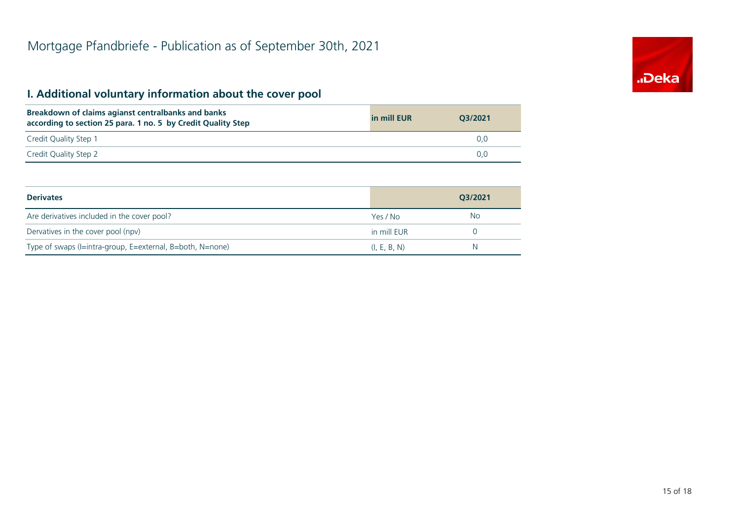# Mortgage Pfandbriefe - Publication as of September 30th, 2021

## I. Additional voluntary information about the cover pool

| Breakdown of claims agianst centralbanks and banks according to section 25 para. 1 no. 5 by Credit Quality Step | in mill EUR | Q3/2021 |
|---|---|---|
| Credit Quality Step 1 | | 0,0 |
| Credit Quality Step 2 | | 0,0 |

| Derivates | | Q3/2021 |
|---|---|---|
| Are derivatives included in the cover pool? | Yes / No | No |
| Dervatives in the cover pool (npv) | in mill EUR | 0 |
| Type of swaps (I=intra-group, E=external, B=both, N=none) | (I, E, B, N) | N |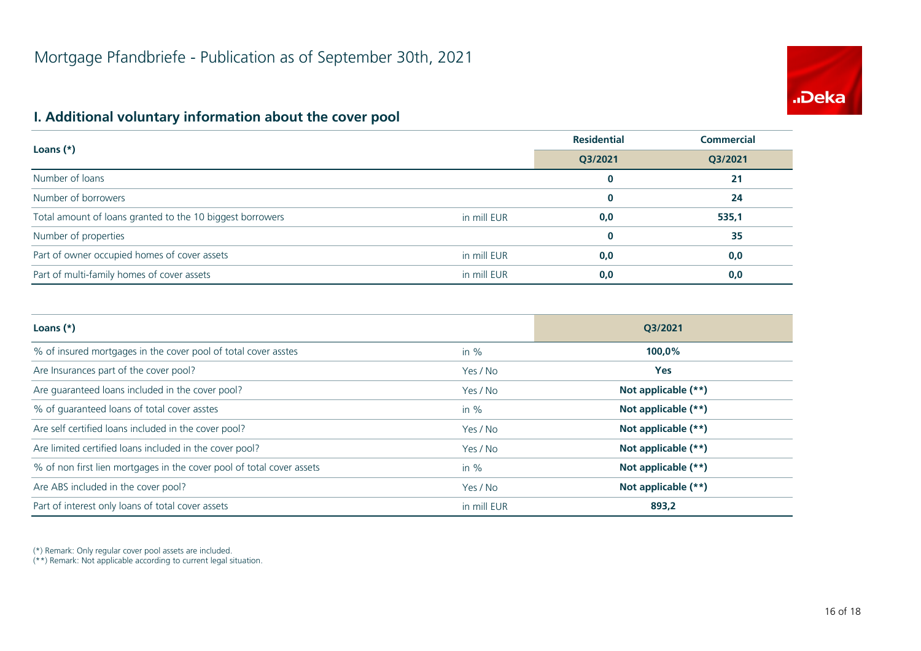# Mortgage Pfandbriefe - Publication as of September 30th, 2021

## I. Additional voluntary information about the cover pool

| Loans (*) | | Residential | Commercial |
|---|---|---|---|
| | | Q3/2021 | Q3/2021 |
| Number of loans | | **0** | **21** |
| Number of borrowers | | **0** | **24** |
| Total amount of loans granted to the 10 biggest borrowers | in mill EUR | **0,0** | **535,1** |
| Number of properties | | **0** | **35** |
| Part of owner occupied homes of cover assets | in mill EUR | **0,0** | **0,0** |
| Part of multi-family homes of cover assets | in mill EUR | **0,0** | **0,0** |

| Loans (*) | | Q3/2021 |
|---|---|---|
| % of insured mortgages in the cover pool of total cover asstes | in % | **100,0%** |
| Are Insurances part of the cover pool? | Yes / No | **Yes** |
| Are guaranteed loans included in the cover pool? | Yes / No | **Not applicable (**)** |
| % of guaranteed loans of total cover asstes | in % | **Not applicable (**)** |
| Are self certified loans included in the cover pool? | Yes / No | **Not applicable (**)** |
| Are limited certified loans included in the cover pool? | Yes / No | **Not applicable (**)** |
| % of non first lien mortgages in the cover pool of total cover assets | in % | **Not applicable (**)** |
| Are ABS included in the cover pool? | Yes / No | **Not applicable (**)** |
| Part of interest only loans of total cover assets | in mill EUR | **893,2** |

(*) Remark: Only regular cover pool assets are included.
(**) Remark: Not applicable according to current legal situation.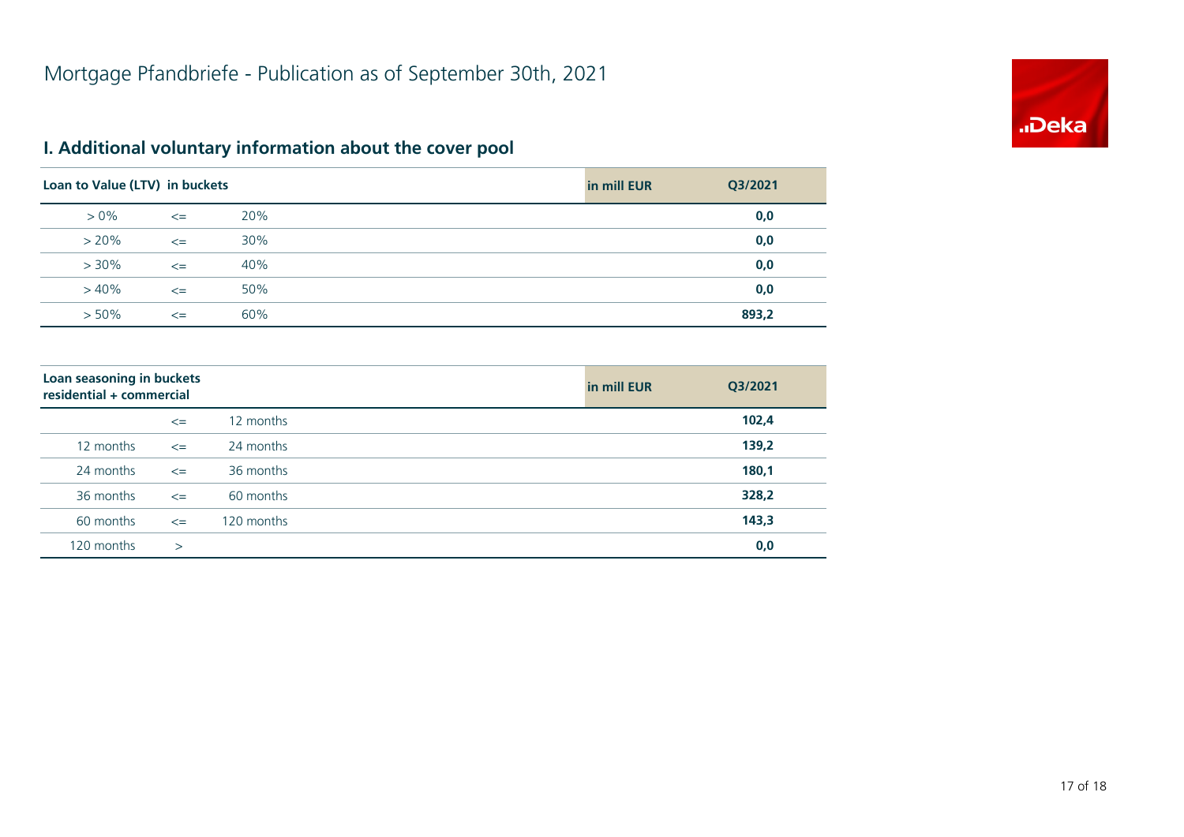# Mortgage Pfandbriefe - Publication as of September 30th, 2021

## I. Additional voluntary information about the cover pool

| Loan to Value (LTV) in buckets | | | in mill EUR | Q3/2021 |
|---|---|---|---|---|
| > 0% | <= | 20% | | **0,0** |
| > 20% | <= | 30% | | **0,0** |
| > 30% | <= | 40% | | **0,0** |
| > 40% | <= | 50% | | **0,0** |
| > 50% | <= | 60% | | **893,2** |

| Loan seasoning in buckets residential + commercial | | | in mill EUR | Q3/2021 |
|---|---|---|---|---|
| | <= | 12 months | | **102,4** |
| 12 months | <= | 24 months | | **139,2** |
| 24 months | <= | 36 months | | **180,1** |
| 36 months | <= | 60 months | | **328,2** |
| 60 months | <= | 120 months | | **143,3** |
| 120 months | > | | | **0,0** |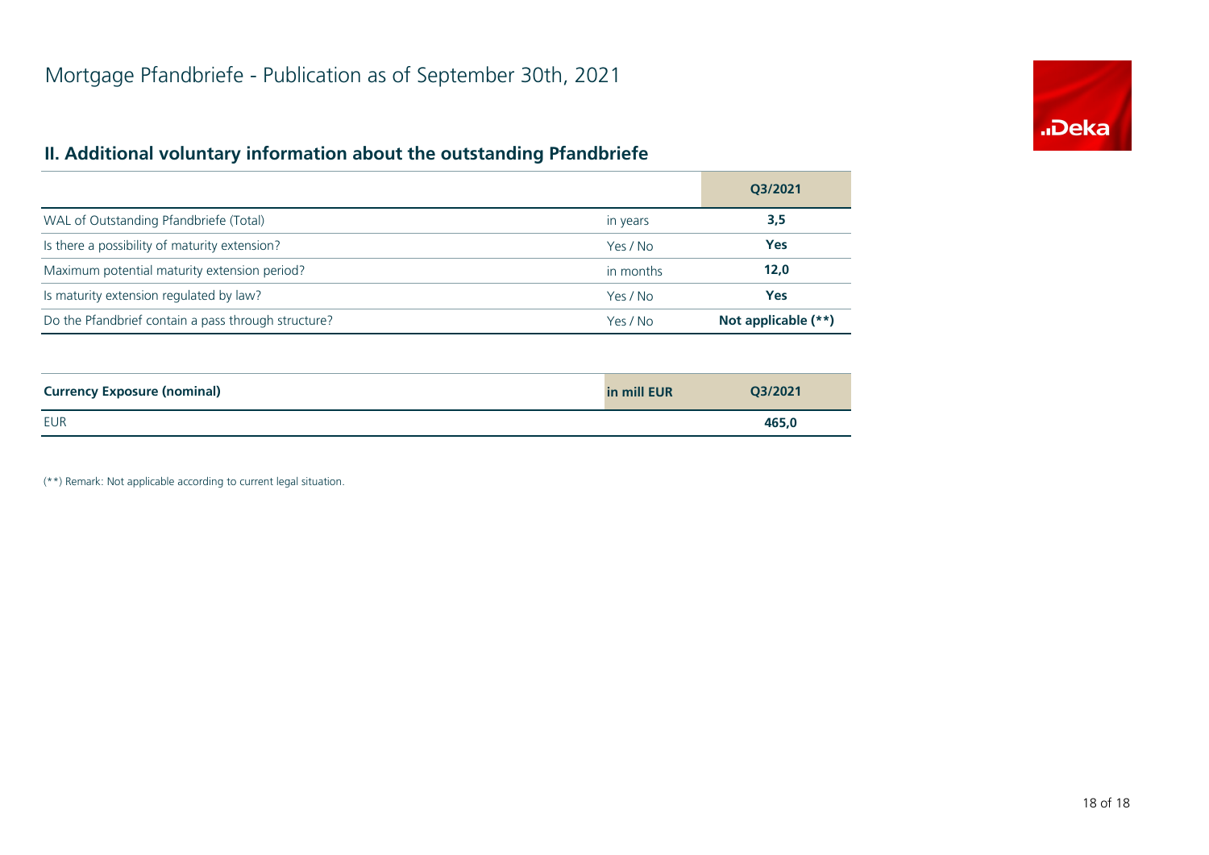# Mortgage Pfandbriefe - Publication as of September 30th, 2021

## II. Additional voluntary information about the outstanding Pfandbriefe

| | | Q3/2021 |
|---|---|---|
| WAL of Outstanding Pfandbriefe (Total) | in years | **3,5** |
| Is there a possibility of maturity extension? | Yes / No | **Yes** |
| Maximum potential maturity extension period? | in months | **12,0** |
| Is maturity extension regulated by law? | Yes / No | **Yes** |
| Do the Pfandbrief contain a pass through structure? | Yes / No | **Not applicable (**)** |

| **Currency Exposure (nominal)** | **in mill EUR** | **Q3/2021** |
|---|---|---|
| EUR | | **465,0** |

(**) Remark: Not applicable according to current legal situation.